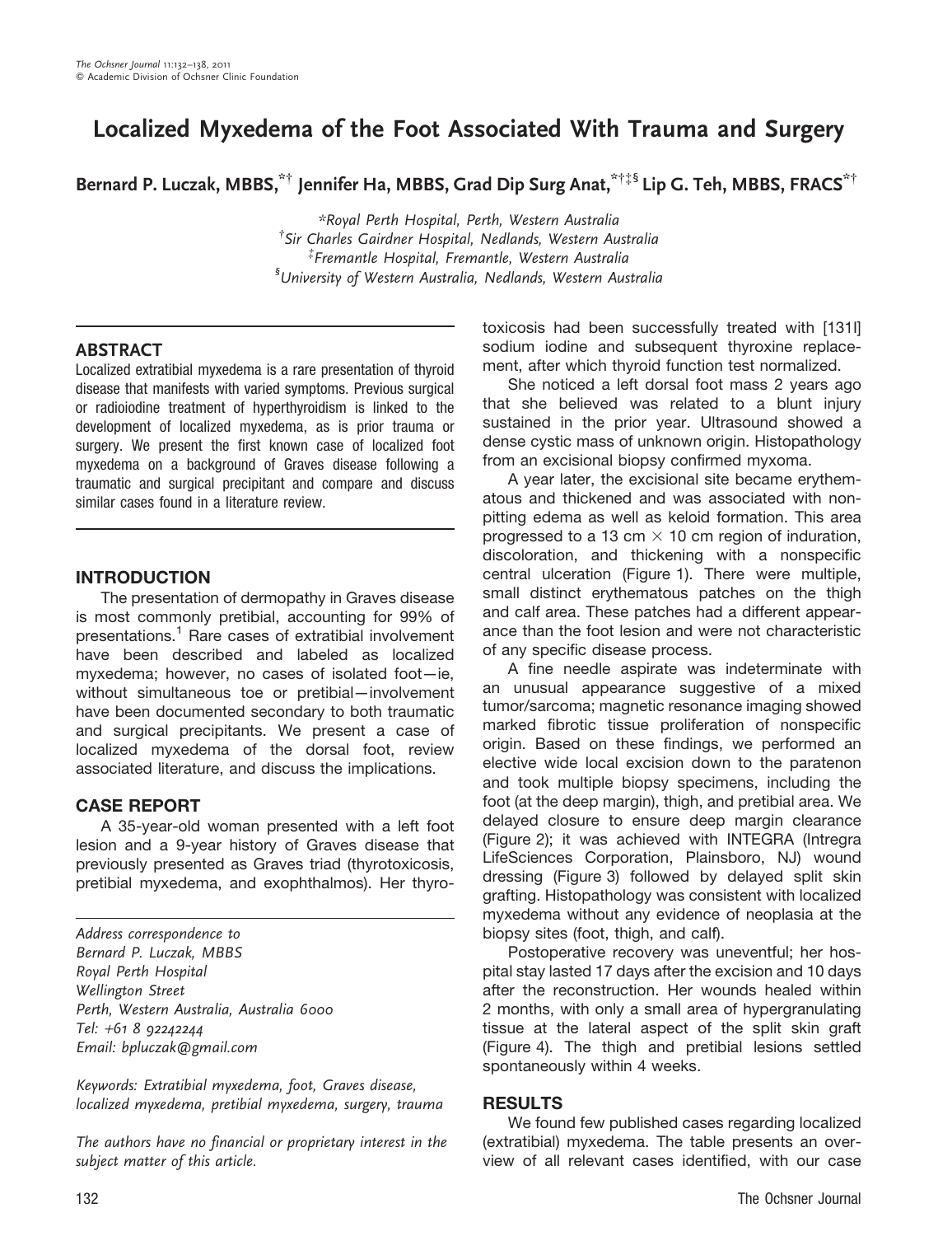# Localized Myxedema of the Foot Associated With Trauma and Surgery

**Bernard P. Luczak, MBBS,[*†] Jennifer Ha, MBBS, Grad Dip Surg Anat,[*†‡§] Lip G. Teh, MBBS, FRACS[*†]**

*[*]Royal Perth Hospital, Perth, Western Australia*
*[†]Sir Charles Gairdner Hospital, Nedlands, Western Australia*
*[‡]Fremantle Hospital, Fremantle, Western Australia*
*[§]University of Western Australia, Nedlands, Western Australia*

## ABSTRACT

Localized extratibial myxedema is a rare presentation of thyroid disease that manifests with varied symptoms. Previous surgical or radioiodine treatment of hyperthyroidism is linked to the development of localized myxedema, as is prior trauma or surgery. We present the first known case of localized foot myxedema on a background of Graves disease following a traumatic and surgical precipitant and compare and discuss similar cases found in a literature review.

## INTRODUCTION

The presentation of dermopathy in Graves disease is most commonly pretibial, accounting for 99% of presentations.[1] Rare cases of extratibial involvement have been described and labeled as localized myxedema; however, no cases of isolated foot—ie, without simultaneous toe or pretibial—involvement have been documented secondary to both traumatic and surgical precipitants. We present a case of localized myxedema of the dorsal foot, review associated literature, and discuss the implications.

## CASE REPORT

A 35-year-old woman presented with a left foot lesion and a 9-year history of Graves disease that previously presented as Graves triad (thyrotoxicosis, pretibial myxedema, and exophthalmos). Her thyrotoxicosis had been successfully treated with [131I] sodium iodine and subsequent thyroxine replacement, after which thyroid function test normalized.

She noticed a left dorsal foot mass 2 years ago that she believed was related to a blunt injury sustained in the prior year. Ultrasound showed a dense cystic mass of unknown origin. Histopathology from an excisional biopsy confirmed myxoma.

A year later, the excisional site became erythematous and thickened and was associated with nonpitting edema as well as keloid formation. This area progressed to a 13 cm $\times$ 10 cm region of induration, discoloration, and thickening with a nonspecific central ulceration (Figure 1). There were multiple, small distinct erythematous patches on the thigh and calf area. These patches had a different appearance than the foot lesion and were not characteristic of any specific disease process.

A fine needle aspirate was indeterminate with an unusual appearance suggestive of a mixed tumor/sarcoma; magnetic resonance imaging showed marked fibrotic tissue proliferation of nonspecific origin. Based on these findings, we performed an elective wide local excision down to the paratenon and took multiple biopsy specimens, including the foot (at the deep margin), thigh, and pretibial area. We delayed closure to ensure deep margin clearance (Figure 2); it was achieved with INTEGRA (Intregra LifeSciences Corporation, Plainsboro, NJ) wound dressing (Figure 3) followed by delayed split skin grafting. Histopathology was consistent with localized myxedema without any evidence of neoplasia at the biopsy sites (foot, thigh, and calf).

Postoperative recovery was uneventful; her hospital stay lasted 17 days after the excision and 10 days after the reconstruction. Her wounds healed within 2 months, with only a small area of hypergranulating tissue at the lateral aspect of the split skin graft (Figure 4). The thigh and pretibial lesions settled spontaneously within 4 weeks.

## RESULTS

We found few published cases regarding localized (extratibial) myxedema. The table presents an overview of all relevant cases identified, with our case

*Address correspondence to*
*Bernard P. Luczak, MBBS*
*Royal Perth Hospital*
*Wellington Street*
*Perth, Western Australia, Australia 6000*
*Tel: +61 8 92242244*
*Email: bpluczak@gmail.com*

*Keywords: Extratibial myxedema, foot, Graves disease, localized myxedema, pretibial myxedema, surgery, trauma*

*The authors have no financial or proprietary interest in the subject matter of this article.*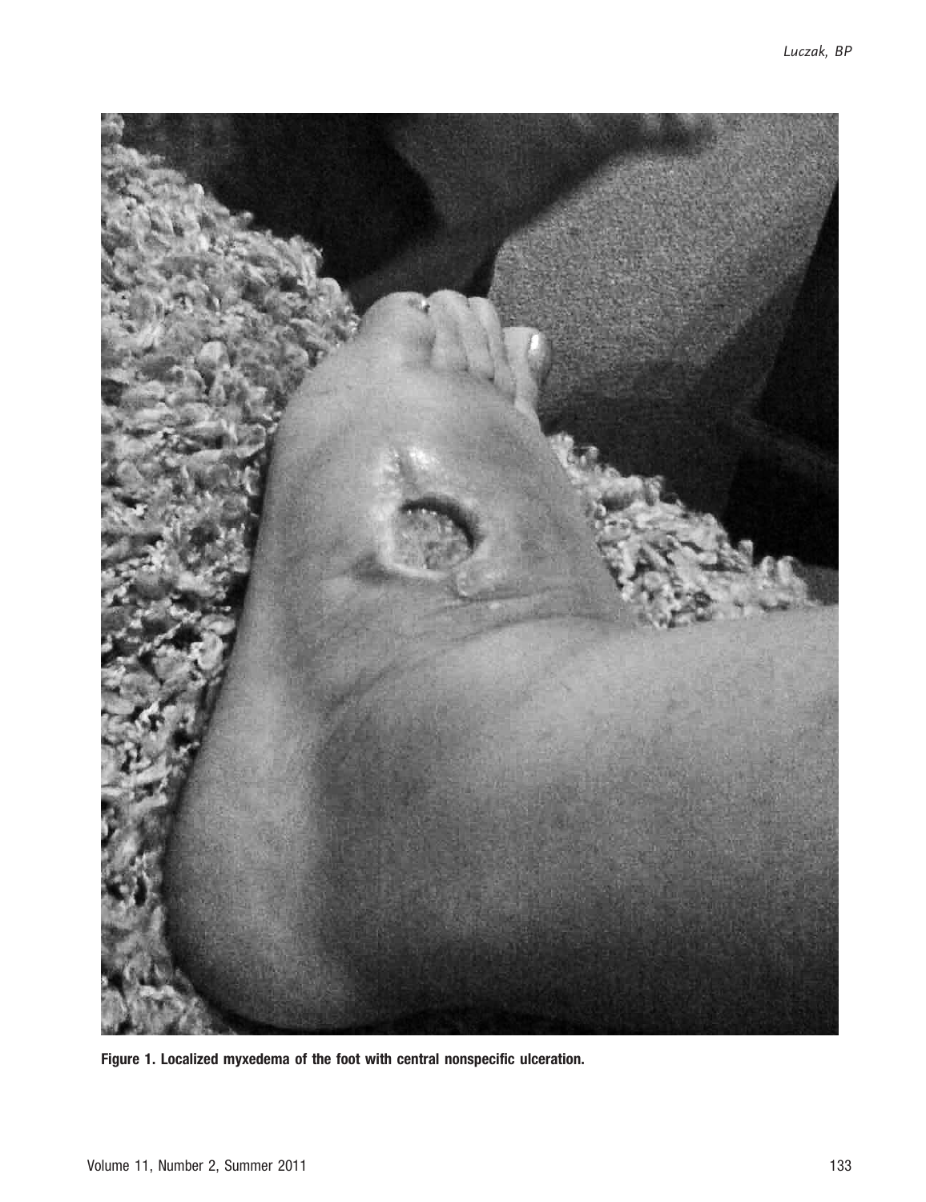**Figure 1. Localized myxedema of the foot with central nonspecific ulceration.**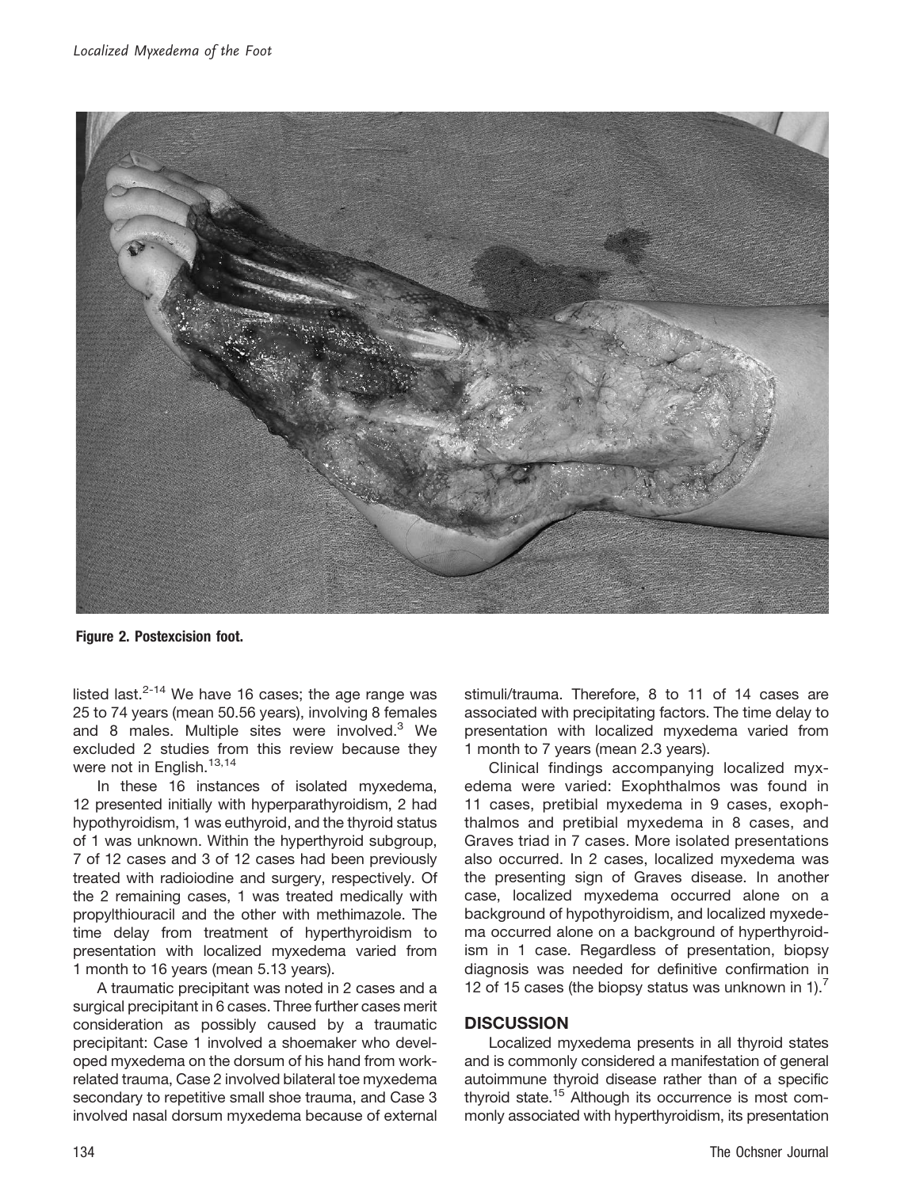Figure 2. Postexcision foot.

listed last.[2-14] We have 16 cases; the age range was 25 to 74 years (mean 50.56 years), involving 8 females and 8 males. Multiple sites were involved.[3] We excluded 2 studies from this review because they were not in English.[13,14]

In these 16 instances of isolated myxedema, 12 presented initially with hyperparathyroidism, 2 had hypothyroidism, 1 was euthyroid, and the thyroid status of 1 was unknown. Within the hyperthyroid subgroup, 7 of 12 cases and 3 of 12 cases had been previously treated with radioiodine and surgery, respectively. Of the 2 remaining cases, 1 was treated medically with propylthiouracil and the other with methimazole. The time delay from treatment of hyperthyroidism to presentation with localized myxedema varied from 1 month to 16 years (mean 5.13 years).

A traumatic precipitant was noted in 2 cases and a surgical precipitant in 6 cases. Three further cases merit consideration as possibly caused by a traumatic precipitant: Case 1 involved a shoemaker who developed myxedema on the dorsum of his hand from work-related trauma, Case 2 involved bilateral toe myxedema secondary to repetitive small shoe trauma, and Case 3 involved nasal dorsum myxedema because of external stimuli/trauma. Therefore, 8 to 11 of 14 cases are associated with precipitating factors. The time delay to presentation with localized myxedema varied from 1 month to 7 years (mean 2.3 years).

Clinical findings accompanying localized myxedema were varied: Exophthalmos was found in 11 cases, pretibial myxedema in 9 cases, exophthalmos and pretibial myxedema in 8 cases, and Graves triad in 7 cases. More isolated presentations also occurred. In 2 cases, localized myxedema was the presenting sign of Graves disease. In another case, localized myxedema occurred alone on a background of hypothyroidism, and localized myxedema occurred alone on a background of hyperthyroidism in 1 case. Regardless of presentation, biopsy diagnosis was needed for definitive confirmation in 12 of 15 cases (the biopsy status was unknown in 1).[7]

## DISCUSSION

Localized myxedema presents in all thyroid states and is commonly considered a manifestation of general autoimmune thyroid disease rather than of a specific thyroid state.[15] Although its occurrence is most commonly associated with hyperthyroidism, its presentation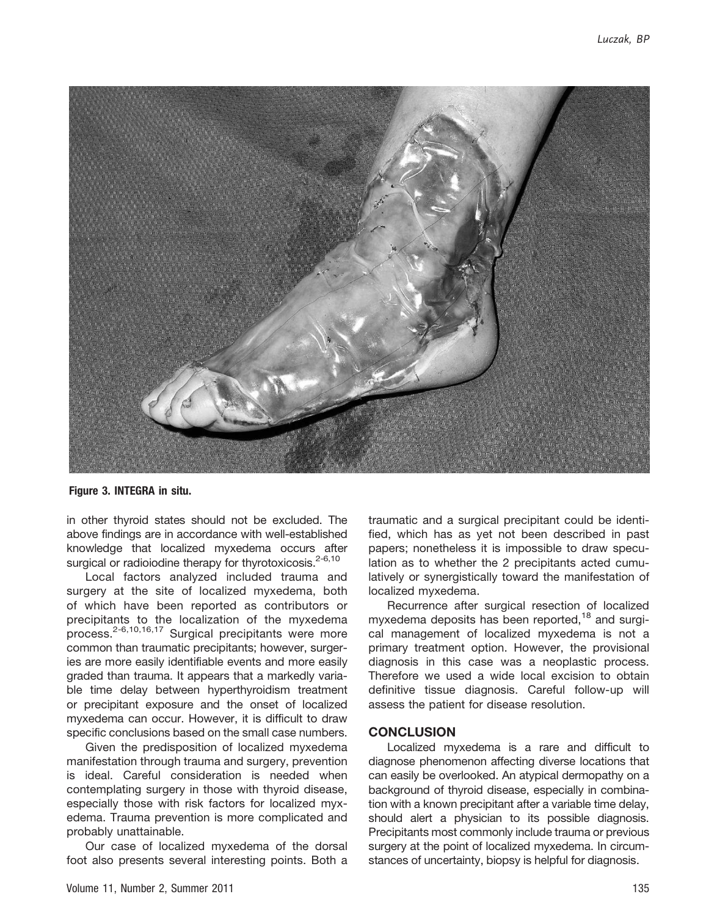Figure 3. INTEGRA in situ.

in other thyroid states should not be excluded. The above findings are in accordance with well-established knowledge that localized myxedema occurs after surgical or radioiodine therapy for thyrotoxicosis.[2-6,10]

Local factors analyzed included trauma and surgery at the site of localized myxedema, both of which have been reported as contributors or precipitants to the localization of the myxedema process.[2-6,10,16,17] Surgical precipitants were more common than traumatic precipitants; however, surgeries are more easily identifiable events and more easily graded than trauma. It appears that a markedly variable time delay between hyperthyroidism treatment or precipitant exposure and the onset of localized myxedema can occur. However, it is difficult to draw specific conclusions based on the small case numbers.

Given the predisposition of localized myxedema manifestation through trauma and surgery, prevention is ideal. Careful consideration is needed when contemplating surgery in those with thyroid disease, especially those with risk factors for localized myxedema. Trauma prevention is more complicated and probably unattainable.

Our case of localized myxedema of the dorsal foot also presents several interesting points. Both a traumatic and a surgical precipitant could be identified, which has as yet not been described in past papers; nonetheless it is impossible to draw speculation as to whether the 2 precipitants acted cumulatively or synergistically toward the manifestation of localized myxedema.

Recurrence after surgical resection of localized myxedema deposits has been reported,[18] and surgical management of localized myxedema is not a primary treatment option. However, the provisional diagnosis in this case was a neoplastic process. Therefore we used a wide local excision to obtain definitive tissue diagnosis. Careful follow-up will assess the patient for disease resolution.

## CONCLUSION

Localized myxedema is a rare and difficult to diagnose phenomenon affecting diverse locations that can easily be overlooked. An atypical dermopathy on a background of thyroid disease, especially in combination with a known precipitant after a variable time delay, should alert a physician to its possible diagnosis. Precipitants most commonly include trauma or previous surgery at the point of localized myxedema. In circumstances of uncertainty, biopsy is helpful for diagnosis.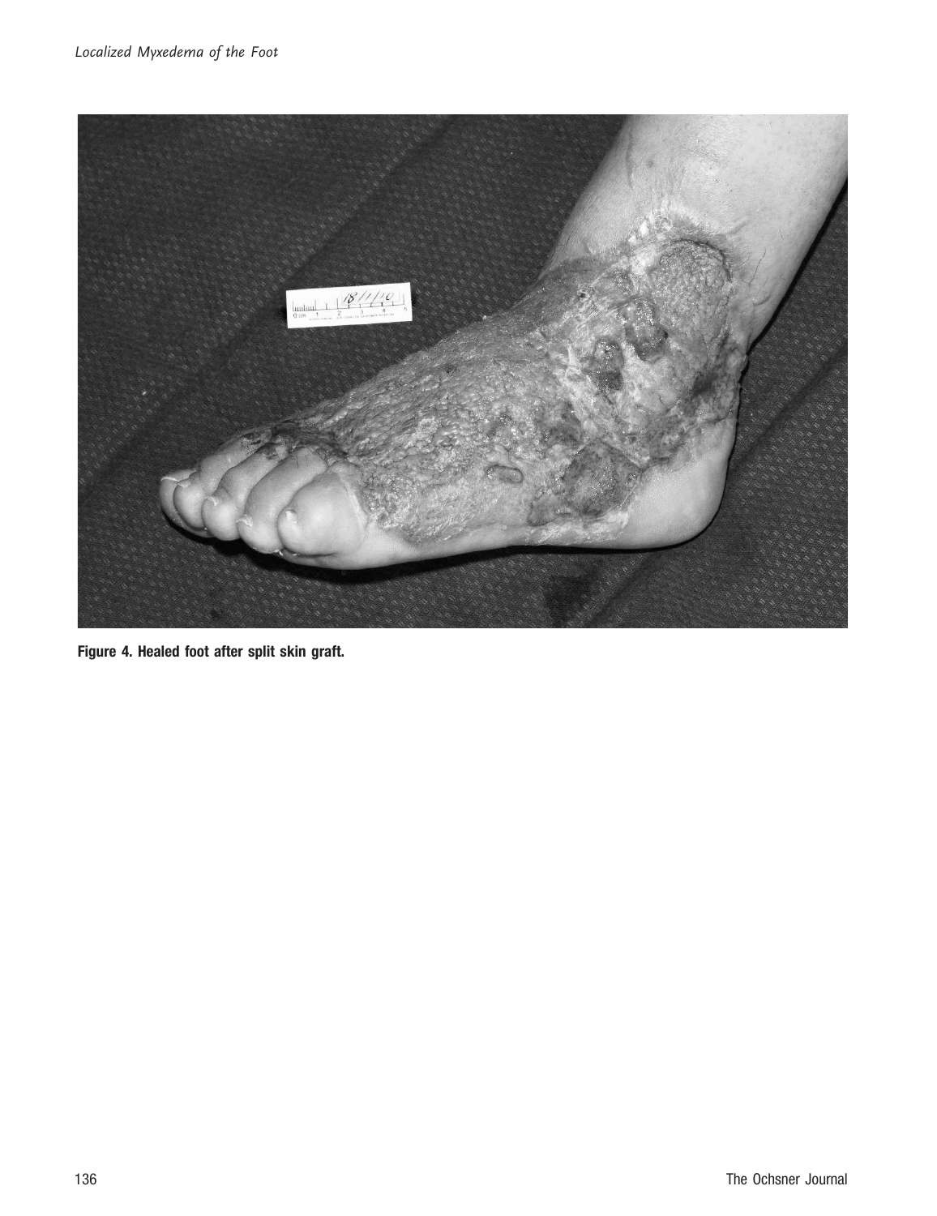**Figure 4. Healed foot after split skin graft.**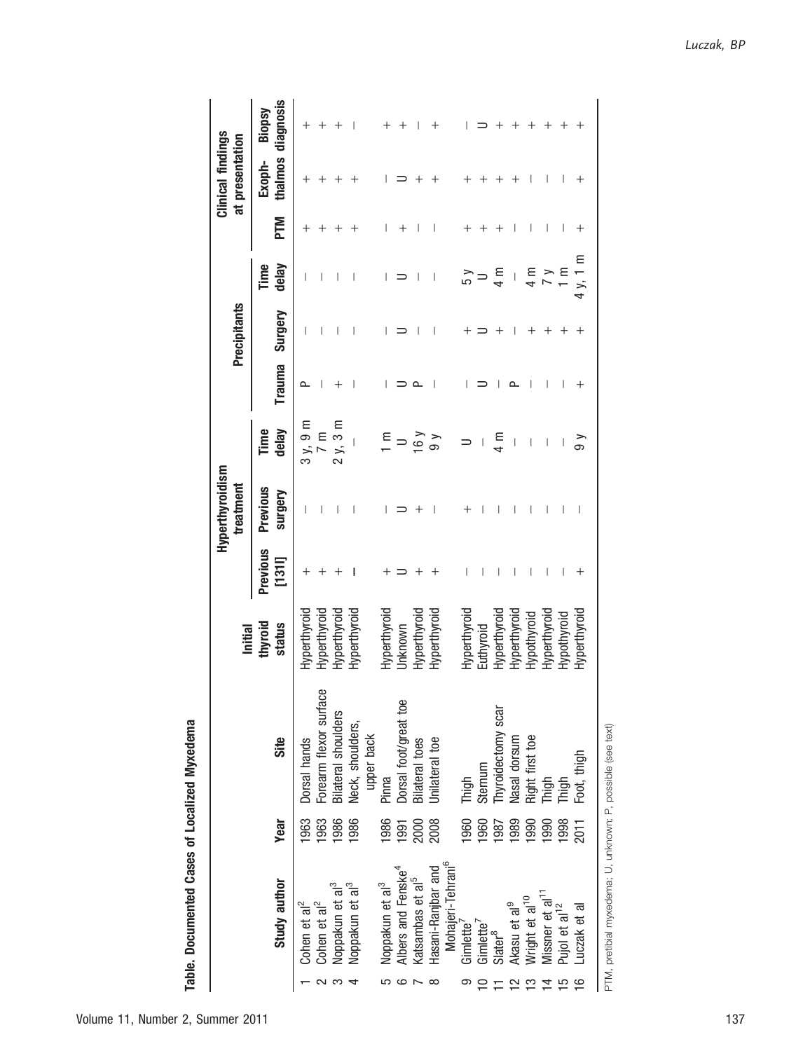**Table. Documented Cases of Localized Myxedema**

| | Study author | Year | Site | Initial thyroid status | Hyperthyroidism treatment | | | Precipitants | | | Clinical findings at presentation | | |
|---|---|---|---|---|---|---|---|---|---|---|---|---|---|
| | | | | | Previous [131I] | Previous surgery | Time delay | Trauma | Surgery | Time delay | PTM | Exoph-thalmos | Biopsy diagnosis |
| 1 | Cohen et al[2] | 1963 | Dorsal hands | Hyperthyroid | + | – | 3 y, 9 m | P | – | – | + | + | + |
| 2 | Cohen et al[2] | 1963 | Forearm flexor surface | Hyperthyroid | + | – | 7 m | – | – | – | + | + | + |
| 3 | Noppakun et al[3] | 1986 | Bilateral shoulders | Hyperthyroid | + | – | 2 y, 3 m | + | – | – | + | + | + |
| 4 | Noppakun et al[3] | 1986 | Neck, shoulders, upper back | Hyperthyroid | – | – | – | – | – | – | + | + | – |
| 5 | Noppakun et al[3] | 1986 | Pinna | Hyperthyroid | + | – | 1 m | – | – | – | – | – | + |
| 6 | Albers and Fenske[4] | 1991 | Dorsal foot/great toe | Unknown | U | U | U | U | U | U | + | U | + |
| 7 | Katsambas et al[5] | 2000 | Bilateral toes | Hyperthyroid | + | + | 16 y | P | – | – | – | + | – |
| 8 | Hasani-Ranjbar and Mohajeri-Tehrani[6] | 2008 | Unilateral toe | Hyperthyroid | + | – | 9 y | – | – | – | – | + | + |
| 9 | Gimlette[7] | 1960 | Thigh | Hyperthyroid | – | + | U | – | + | 5 y | + | + | – |
| 10 | Gimlette[7] | 1960 | Sternum | Euthyroid | – | – | – | U | U | U | + | + | U |
| 11 | Slater[8] | 1987 | Thyroidectomy scar | Hyperthyroid | – | – | 4 m | – | + | 4 m | + | + | + |
| 12 | Akasu et al[9] | 1989 | Nasal dorsum | Hyperthyroid | – | – | – | P | – | – | – | + | + |
| 13 | Wright et al[10] | 1990 | Right first toe | Hypothyroid | – | – | – | – | + | 4 m | – | – | + |
| 14 | Missner et al[11] | 1990 | Thigh | Hyperthyroid | – | – | – | – | + | 7 y | – | – | + |
| 15 | Pujol et al[12] | 1998 | Thigh | Hypothyroid | – | – | – | – | + | 1 m | – | – | + |
| 16 | Luczak et al | 2011 | Foot, thigh | Hyperthyroid | + | – | 9 y | + | + | 4 y, 1 m | + | + | + |

PTM, pretibial myxedema; U, unknown; P, possible (see text)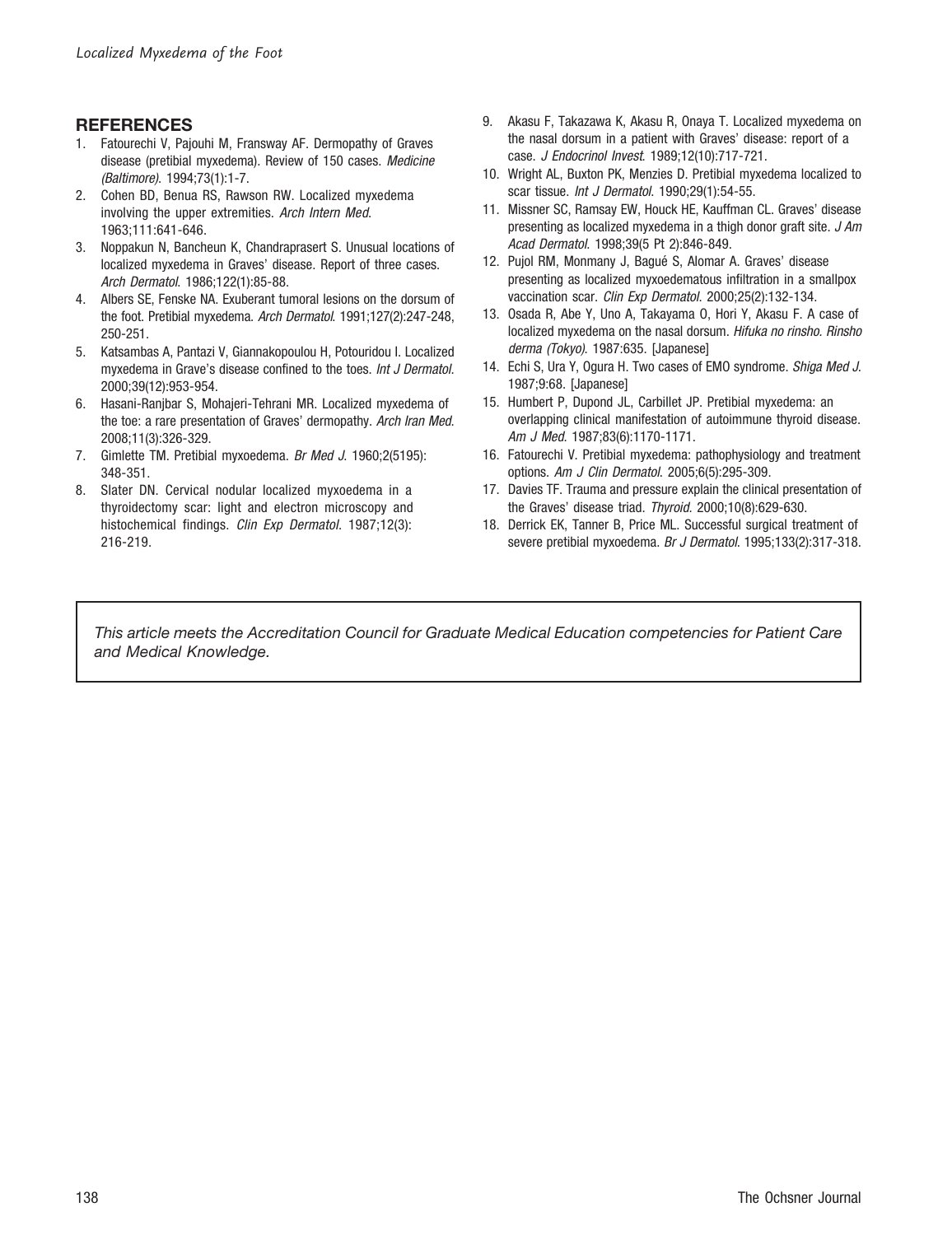## REFERENCES

1. Fatourechi V, Pajouhi M, Fransway AF. Dermopathy of Graves disease (pretibial myxedema). Review of 150 cases. *Medicine (Baltimore)*. 1994;73(1):1-7.
2. Cohen BD, Benua RS, Rawson RW. Localized myxedema involving the upper extremities. *Arch Intern Med*. 1963;111:641-646.
3. Noppakun N, Bancheun K, Chandraprasert S. Unusual locations of localized myxedema in Graves' disease. Report of three cases. *Arch Dermatol*. 1986;122(1):85-88.
4. Albers SE, Fenske NA. Exuberant tumoral lesions on the dorsum of the foot. Pretibial myxedema. *Arch Dermatol*. 1991;127(2):247-248, 250-251.
5. Katsambas A, Pantazi V, Giannakopoulou H, Potouridou I. Localized myxedema in Grave's disease confined to the toes. *Int J Dermatol*. 2000;39(12):953-954.
6. Hasani-Ranjbar S, Mohajeri-Tehrani MR. Localized myxedema of the toe: a rare presentation of Graves' dermopathy. *Arch Iran Med*. 2008;11(3):326-329.
7. Gimlette TM. Pretibial myxoedema. *Br Med J*. 1960;2(5195): 348-351.
8. Slater DN. Cervical nodular localized myxoedema in a thyroidectomy scar: light and electron microscopy and histochemical findings. *Clin Exp Dermatol*. 1987;12(3): 216-219.
9. Akasu F, Takazawa K, Akasu R, Onaya T. Localized myxedema on the nasal dorsum in a patient with Graves' disease: report of a case. *J Endocrinol Invest*. 1989;12(10):717-721.
10. Wright AL, Buxton PK, Menzies D. Pretibial myxedema localized to scar tissue. *Int J Dermatol*. 1990;29(1):54-55.
11. Missner SC, Ramsay EW, Houck HE, Kauffman CL. Graves' disease presenting as localized myxedema in a thigh donor graft site. *J Am Acad Dermatol*. 1998;39(5 Pt 2):846-849.
12. Pujol RM, Monmany J, Bagué S, Alomar A. Graves' disease presenting as localized myxoedematous infiltration in a smallpox vaccination scar. *Clin Exp Dermatol*. 2000;25(2):132-134.
13. Osada R, Abe Y, Uno A, Takayama O, Hori Y, Akasu F. A case of localized myxedema on the nasal dorsum. *Hifuka no rinsho. Rinsho derma (Tokyo)*. 1987:635. [Japanese]
14. Echi S, Ura Y, Ogura H. Two cases of EMO syndrome. *Shiga Med J*. 1987;9:68. [Japanese]
15. Humbert P, Dupond JL, Carbillet JP. Pretibial myxedema: an overlapping clinical manifestation of autoimmune thyroid disease. *Am J Med*. 1987;83(6):1170-1171.
16. Fatourechi V. Pretibial myxedema: pathophysiology and treatment options. *Am J Clin Dermatol*. 2005;6(5):295-309.
17. Davies TF. Trauma and pressure explain the clinical presentation of the Graves' disease triad. *Thyroid*. 2000;10(8):629-630.
18. Derrick EK, Tanner B, Price ML. Successful surgical treatment of severe pretibial myxoedema. *Br J Dermatol*. 1995;133(2):317-318.

*This article meets the Accreditation Council for Graduate Medical Education competencies for Patient Care and Medical Knowledge.*